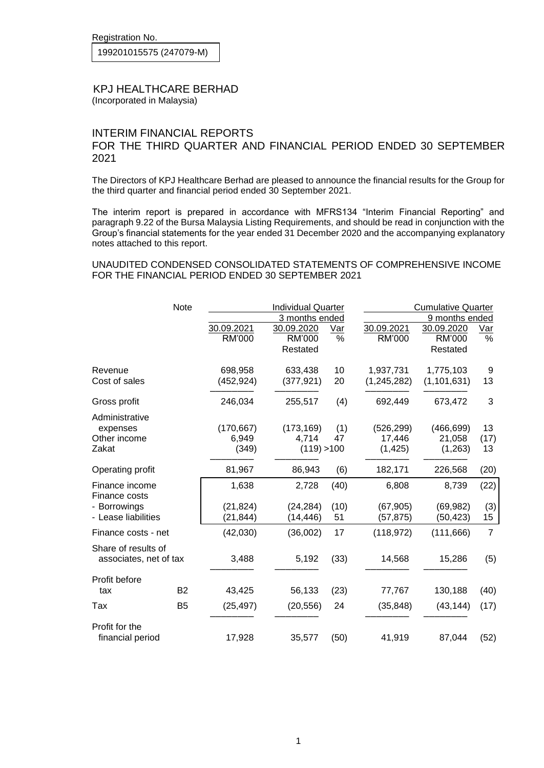Registration No.

199201015575 (247079-M)

# KPJ HEALTHCARE BERHAD

(Incorporated in Malaysia)

## INTERIM FINANCIAL REPORTS
## FOR THE THIRD QUARTER AND FINANCIAL PERIOD ENDED 30 SEPTEMBER 2021

The Directors of KPJ Healthcare Berhad are pleased to announce the financial results for the Group for the third quarter and financial period ended 30 September 2021.

The interim report is prepared in accordance with MFRS134 "Interim Financial Reporting" and paragraph 9.22 of the Bursa Malaysia Listing Requirements, and should be read in conjunction with the Group's financial statements for the year ended 31 December 2020 and the accompanying explanatory notes attached to this report.

### UNAUDITED CONDENSED CONSOLIDATED STATEMENTS OF COMPREHENSIVE INCOME FOR THE FINANCIAL PERIOD ENDED 30 SEPTEMBER 2021

| | Note | Individual Quarter 3 months ended | | | Cumulative Quarter 9 months ended | | |
|---|---|---|---|---|---|---|---|
| | | 30.09.2021 RM'000 | 30.09.2020 RM'000 Restated | Var % | 30.09.2021 RM'000 | 30.09.2020 RM'000 Restated | Var % |
| Revenue | | 698,958 | 633,438 | 10 | 1,937,731 | 1,775,103 | 9 |
| Cost of sales | | (452,924) | (377,921) | 20 | (1,245,282) | (1,101,631) | 13 |
| Gross profit | | 246,034 | 255,517 | (4) | 692,449 | 673,472 | 3 |
| Administrative expenses | | (170,667) | (173,169) | (1) | (526,299) | (466,699) | 13 |
| Other income | | 6,949 | 4,714 | 47 | 17,446 | 21,058 | (17) |
| Zakat | | (349) | (119) | >100 | (1,425) | (1,263) | 13 |
| Operating profit | | 81,967 | 86,943 | (6) | 182,171 | 226,568 | (20) |
| Finance income | | 1,638 | 2,728 | (40) | 6,808 | 8,739 | (22) |
| Finance costs | | | | | | | |
| - Borrowings | | (21,824) | (24,284) | (10) | (67,905) | (69,982) | (3) |
| - Lease liabilities | | (21,844) | (14,446) | 51 | (57,875) | (50,423) | 15 |
| Finance costs - net | | (42,030) | (36,002) | 17 | (118,972) | (111,666) | 7 |
| Share of results of associates, net of tax | | 3,488 | 5,192 | (33) | 14,568 | 15,286 | (5) |
| Profit before tax | B2 | 43,425 | 56,133 | (23) | 77,767 | 130,188 | (40) |
| Tax | B5 | (25,497) | (20,556) | 24 | (35,848) | (43,144) | (17) |
| Profit for the financial period | | 17,928 | 35,577 | (50) | 41,919 | 87,044 | (52) |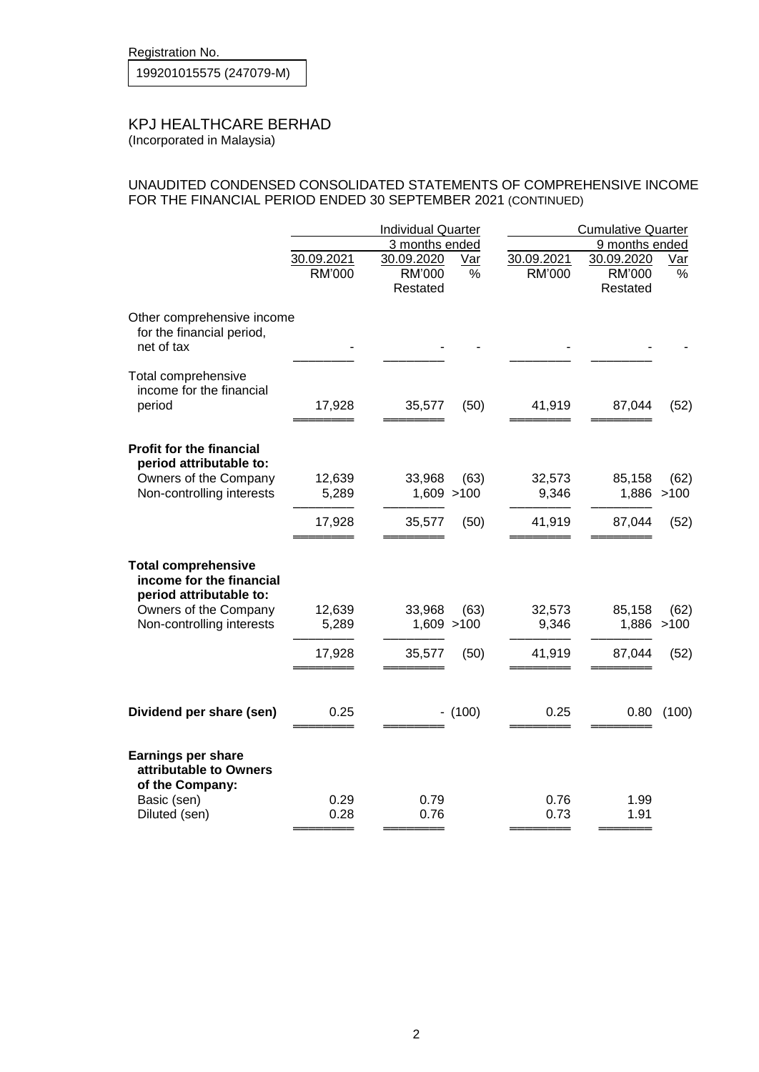Registration No.

199201015575 (247079-M)

# KPJ HEALTHCARE BERHAD

(Incorporated in Malaysia)

## UNAUDITED CONDENSED CONSOLIDATED STATEMENTS OF COMPREHENSIVE INCOME FOR THE FINANCIAL PERIOD ENDED 30 SEPTEMBER 2021 (CONTINUED)

| | Individual Quarter | | | Cumulative Quarter | | |
|---|---|---|---|---|---|---|
| | 3 months ended | | | 9 months ended | | |
| | 30.09.2021 RM'000 | 30.09.2020 RM'000 Restated | Var % | 30.09.2021 RM'000 | 30.09.2020 RM'000 Restated | Var % |
| Other comprehensive income for the financial period, net of tax | - | - | - | - | - | - |
| Total comprehensive income for the financial period | 17,928 | 35,577 | (50) | 41,919 | 87,044 | (52) |
| **Profit for the financial period attributable to:** | | | | | | |
| Owners of the Company | 12,639 | 33,968 | (63) | 32,573 | 85,158 | (62) |
| Non-controlling interests | 5,289 | 1,609 | >100 | 9,346 | 1,886 | >100 |
| | 17,928 | 35,577 | (50) | 41,919 | 87,044 | (52) |
| **Total comprehensive income for the financial period attributable to:** | | | | | | |
| Owners of the Company | 12,639 | 33,968 | (63) | 32,573 | 85,158 | (62) |
| Non-controlling interests | 5,289 | 1,609 | >100 | 9,346 | 1,886 | >100 |
| | 17,928 | 35,577 | (50) | 41,919 | 87,044 | (52) |
| **Dividend per share (sen)** | 0.25 | - | (100) | 0.25 | 0.80 | (100) |
| **Earnings per share attributable to Owners of the Company:** | | | | | | |
| Basic (sen) | 0.29 | 0.79 | | 0.76 | 1.99 | |
| Diluted (sen) | 0.28 | 0.76 | | 0.73 | 1.91 | |